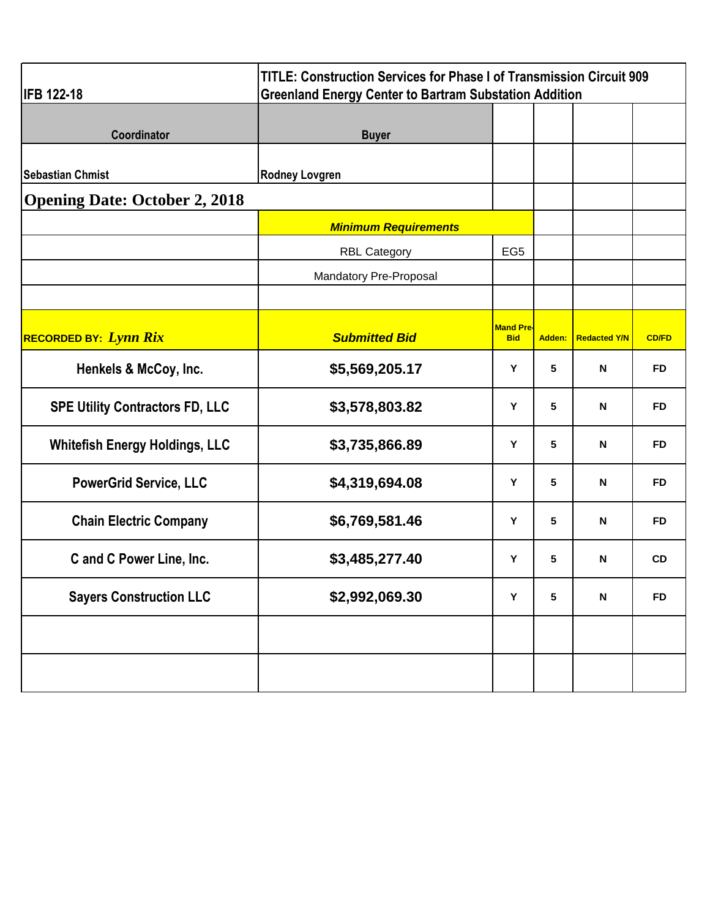| IFB 122-18 | TITLE: Construction Services for Phase I of Transmission Circuit 909 Greenland Energy Center to Bartram Substation Addition | | | | |
|---|---|---|---|---|---|
| **Coordinator** | **Buyer** | | | | |
| Sebastian Chmist | Rodney Lovgren | | | | |
| **Opening Date: October 2, 2018** | | | | | |
| | ***Minimum Requirements*** | | | | |
| | RBL Category | EG5 | | | |
| | Mandatory Pre-Proposal | | | | |
| | | | | | |
| **RECORDED BY:** ***Lynn Rix*** | ***Submitted Bid*** | **Mand Pre-Bid** | **Adden:** | **Redacted Y/N** | **CD/FD** |
| **Henkels & McCoy, Inc.** | **$5,569,205.17** | **Y** | **5** | **N** | **FD** |
| **SPE Utility Contractors FD, LLC** | **$3,578,803.82** | **Y** | **5** | **N** | **FD** |
| **Whitefish Energy Holdings, LLC** | **$3,735,866.89** | **Y** | **5** | **N** | **FD** |
| **PowerGrid Service, LLC** | **$4,319,694.08** | **Y** | **5** | **N** | **FD** |
| **Chain Electric Company** | **$6,769,581.46** | **Y** | **5** | **N** | **FD** |
| **C and C Power Line, Inc.** | **$3,485,277.40** | **Y** | **5** | **N** | **CD** |
| **Sayers Construction LLC** | **$2,992,069.30** | **Y** | **5** | **N** | **FD** |
| | | | | | |
| | | | | | |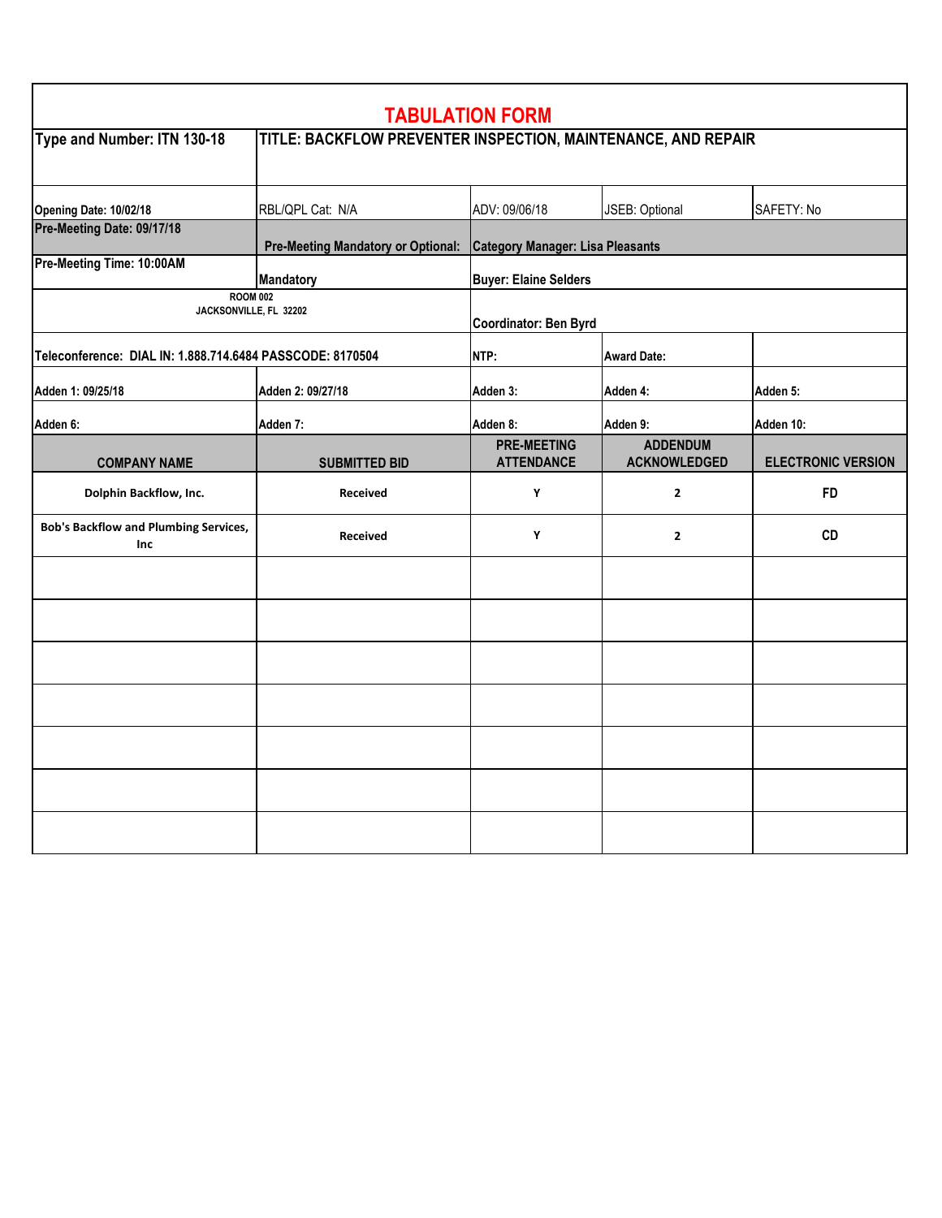# TABULATION FORM

| Type and Number: ITN 130-18 | TITLE: BACKFLOW PREVENTER INSPECTION, MAINTENANCE, AND REPAIR | | | |
|---|---|---|---|---|
| Opening Date: 10/02/18 | RBL/QPL Cat: N/A | ADV: 09/06/18 | JSEB: Optional | SAFETY: No |
| Pre-Meeting Date: 09/17/18 | Pre-Meeting Mandatory or Optional: | Category Manager: Lisa Pleasants | | |
| Pre-Meeting Time: 10:00AM | Mandatory | Buyer: Elaine Selders | | |
| ROOM 002<br>JACKSONVILLE, FL 32202 | | Coordinator: Ben Byrd | | |
| Teleconference: DIAL IN: 1.888.714.6484 PASSCODE: 8170504 | | NTP: | Award Date: | |
| Adden 1: 09/25/18 | Adden 2: 09/27/18 | Adden 3: | Adden 4: | Adden 5: |
| Adden 6: | Adden 7: | Adden 8: | Adden 9: | Adden 10: |
| **COMPANY NAME** | **SUBMITTED BID** | **PRE-MEETING ATTENDANCE** | **ADDENDUM ACKNOWLEDGED** | **ELECTRONIC VERSION** |
| Dolphin Backflow, Inc. | Received | Y | 2 | FD |
| Bob's Backflow and Plumbing Services, Inc | Received | Y | 2 | CD |
| | | | | |
| | | | | |
| | | | | |
| | | | | |
| | | | | |
| | | | | |
| | | | | |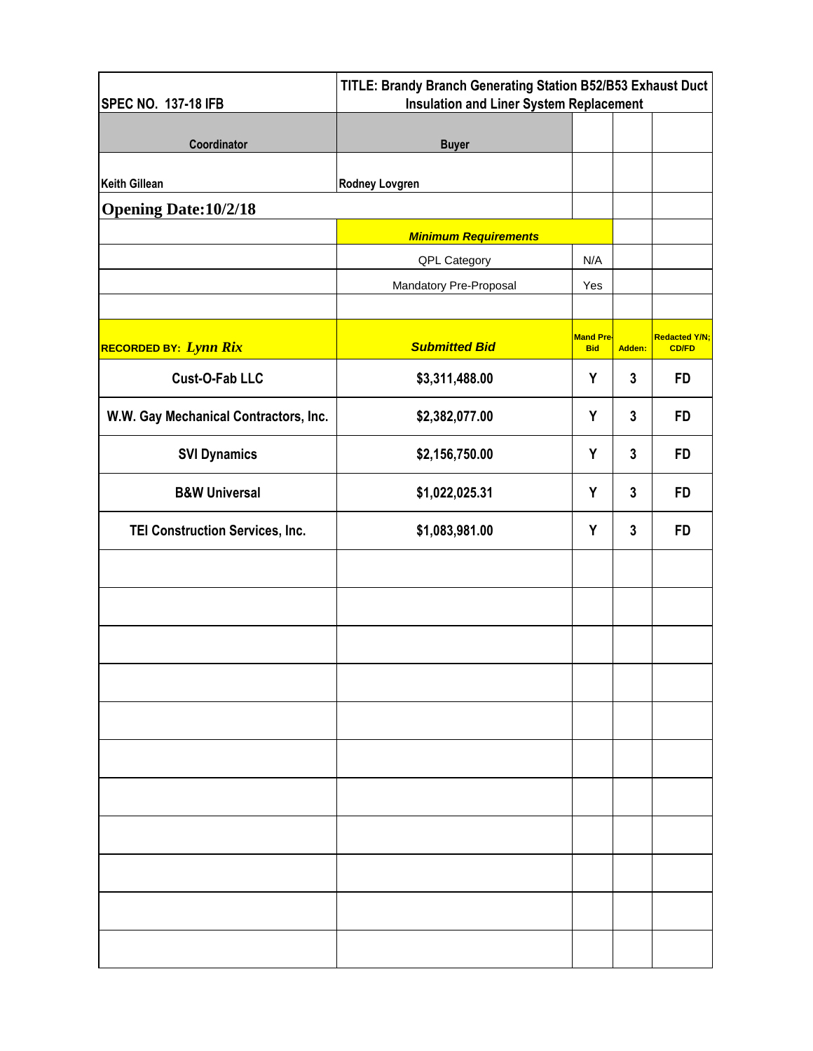| SPEC NO. 137-18 IFB | TITLE: Brandy Branch Generating Station B52/B53 Exhaust Duct Insulation and Liner System Replacement | | | |
|---|---|---|---|---|
| **Coordinator** | **Buyer** | | | |
| Keith Gillean | Rodney Lovgren | | | |
| **Opening Date:10/2/18** | | | | |
| | ***Minimum Requirements*** | | | |
| | QPL Category | N/A | | |
| | Mandatory Pre-Proposal | Yes | | |
| | | | | |
| **RECORDED BY:** ***Lynn Rix*** | ***Submitted Bid*** | **Mand Pre-Bid** | **Adden:** | **Redacted Y/N; CD/FD** |
| **Cust-O-Fab LLC** | **$3,311,488.00** | **Y** | **3** | **FD** |
| **W.W. Gay Mechanical Contractors, Inc.** | **$2,382,077.00** | **Y** | **3** | **FD** |
| **SVI Dynamics** | **$2,156,750.00** | **Y** | **3** | **FD** |
| **B&W Universal** | **$1,022,025.31** | **Y** | **3** | **FD** |
| **TEI Construction Services, Inc.** | **$1,083,981.00** | **Y** | **3** | **FD** |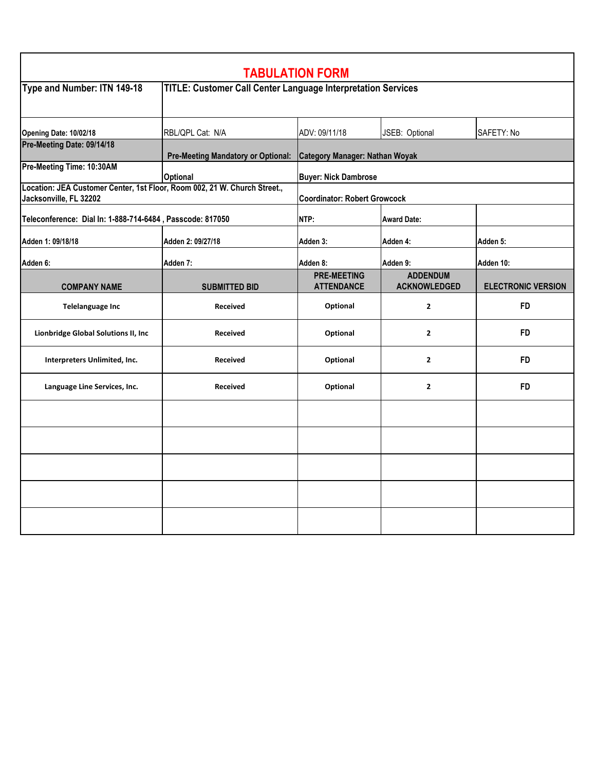# TABULATION FORM

| Type and Number: ITN 149-18 | TITLE: Customer Call Center Language Interpretation Services | | | |
|---|---|---|---|---|
| Opening Date: 10/02/18 | RBL/QPL Cat: N/A | ADV: 09/11/18 | JSEB: Optional | SAFETY: No |
| Pre-Meeting Date: 09/14/18 | Pre-Meeting Mandatory or Optional: | Category Manager: Nathan Woyak | | |
| Pre-Meeting Time: 10:30AM | Optional | Buyer: Nick Dambrose | | |
| Location: JEA Customer Center, 1st Floor, Room 002, 21 W. Church Street., Jacksonville, FL 32202 | | Coordinator: Robert Growcock | | |
| Teleconference: Dial In: 1-888-714-6484 , Passcode: 817050 | | NTP: | Award Date: | |
| Adden 1: 09/18/18 | Adden 2: 09/27/18 | Adden 3: | Adden 4: | Adden 5: |
| Adden 6: | Adden 7: | Adden 8: | Adden 9: | Adden 10: |
| **COMPANY NAME** | **SUBMITTED BID** | **PRE-MEETING ATTENDANCE** | **ADDENDUM ACKNOWLEDGED** | **ELECTRONIC VERSION** |
| Telelanguage Inc | Received | Optional | 2 | FD |
| Lionbridge Global Solutions II, Inc | Received | Optional | 2 | FD |
| Interpreters Unlimited, Inc. | Received | Optional | 2 | FD |
| Language Line Services, Inc. | Received | Optional | 2 | FD |
| | | | | |
| | | | | |
| | | | | |
| | | | | |
| | | | | |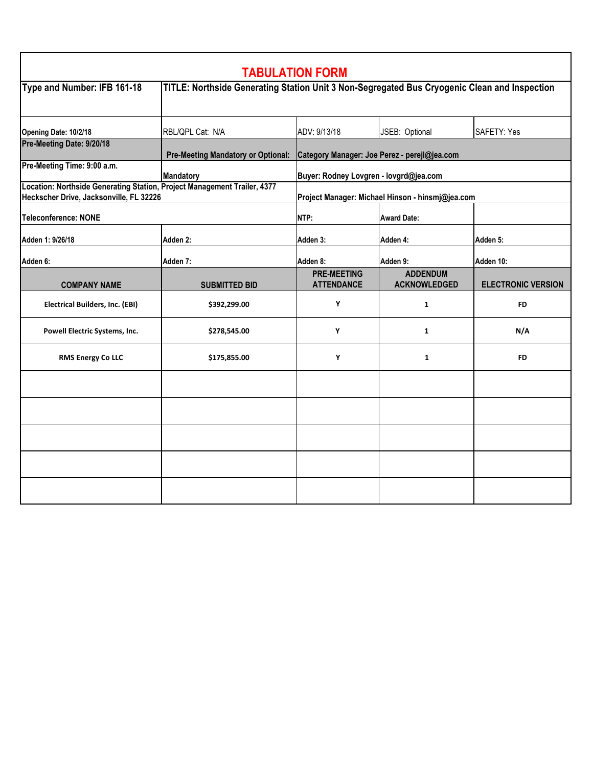# TABULATION FORM

| | | | | |
|---|---|---|---|---|
| **Type and Number: IFB 161-18** | **TITLE: Northside Generating Station Unit 3 Non-Segregated Bus Cryogenic Clean and Inspection** | | | |
| **Opening Date: 10/2/18** | RBL/QPL Cat: N/A | ADV: 9/13/18 | JSEB: Optional | SAFETY: Yes |
| **Pre-Meeting Date: 9/20/18** | **Pre-Meeting Mandatory or Optional:** | **Category Manager: Joe Perez - perejl@jea.com** | | |
| **Pre-Meeting Time: 9:00 a.m.** | **Mandatory** | **Buyer: Rodney Lovgren - lovgrd@jea.com** | | |
| **Location: Northside Generating Station, Project Management Trailer, 4377 Heckscher Drive, Jacksonville, FL 32226** | | **Project Manager: Michael Hinson - hinsmj@jea.com** | | |
| **Teleconference: NONE** | | **NTP:** | **Award Date:** | |
| **Adden 1: 9/26/18** | **Adden 2:** | **Adden 3:** | **Adden 4:** | **Adden 5:** |
| **Adden 6:** | **Adden 7:** | **Adden 8:** | **Adden 9:** | **Adden 10:** |
| **COMPANY NAME** | **SUBMITTED BID** | **PRE-MEETING ATTENDANCE** | **ADDENDUM ACKNOWLEDGED** | **ELECTRONIC VERSION** |
| **Electrical Builders, Inc. (EBI)** | **$392,299.00** | **Y** | **1** | **FD** |
| **Powell Electric Systems, Inc.** | **$278,545.00** | **Y** | **1** | **N/A** |
| **RMS Energy Co LLC** | **$175,855.00** | **Y** | **1** | **FD** |
| | | | | |
| | | | | |
| | | | | |
| | | | | |
| | | | | |